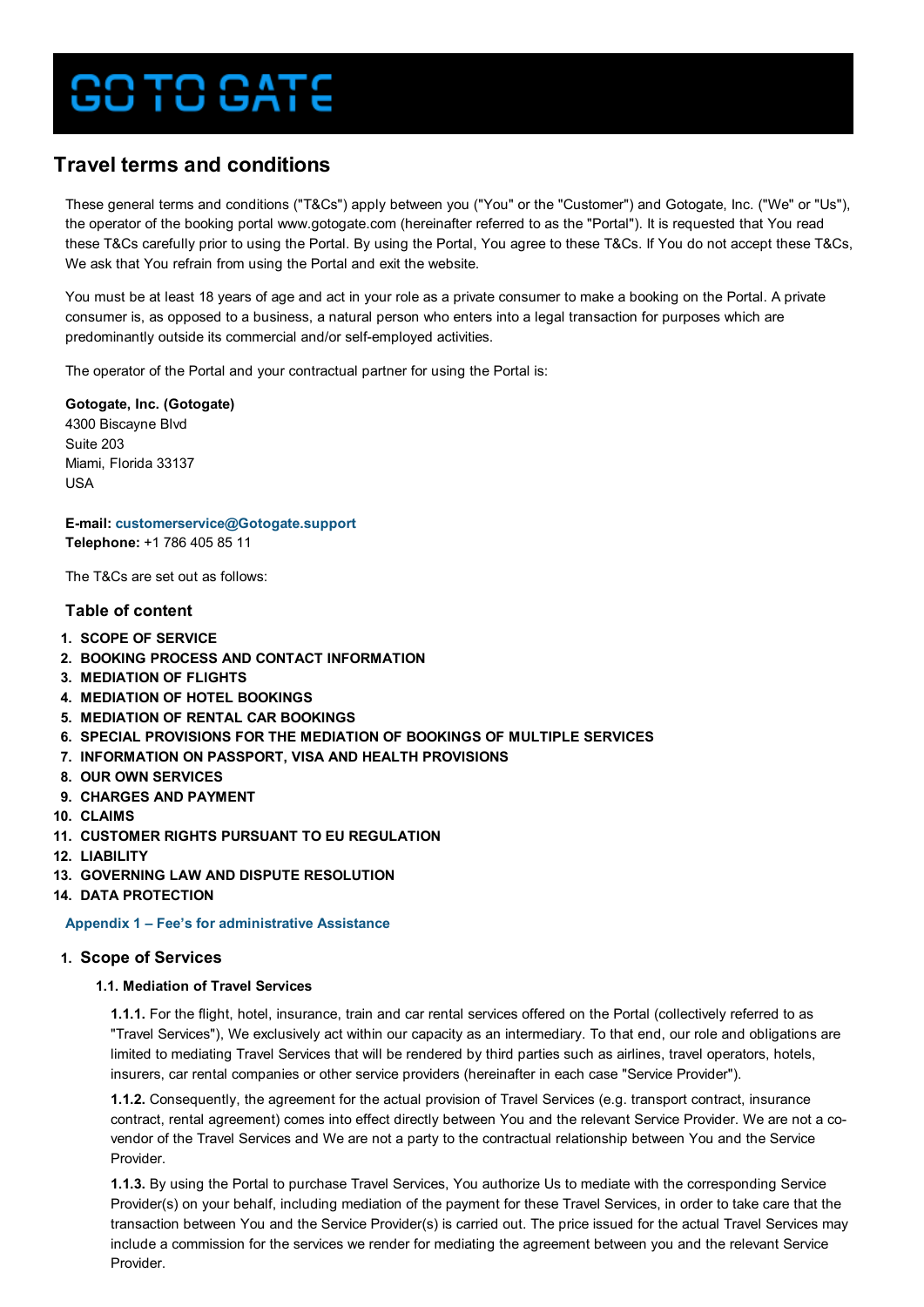# GO TO GATE

## Travel terms and conditions

These general terms and conditions ("T&Cs") apply between you ("You" or the "Customer") and Gotogate, Inc. ("We" or "Us"), the operator of the booking portal www.gotogate.com (hereinafter referred to as the "Portal"). It is requested that You read these T&Cs carefully prior to using the Portal. By using the Portal, You agree to these T&Cs. If You do not accept these T&Cs, We ask that You refrain from using the Portal and exit the website.

You must be at least 18 years of age and act in your role as a private consumer to make a booking on the Portal. A private consumer is, as opposed to a business, a natural person who enters into a legal transaction for purposes which are predominantly outside its commercial and/or self-employed activities.

The operator of the Portal and your contractual partner for using the Portal is:

**Gotogate, Inc. (Gotogate)**
4300 Biscayne Blvd
Suite 203
Miami, Florida 33137
USA

**E-mail:** customerservice@Gotogate.support
**Telephone:** +1 786 405 85 11

The T&Cs are set out as follows:

### Table of content

1. **SCOPE OF SERVICE**
2. **BOOKING PROCESS AND CONTACT INFORMATION**
3. **MEDIATION OF FLIGHTS**
4. **MEDIATION OF HOTEL BOOKINGS**
5. **MEDIATION OF RENTAL CAR BOOKINGS**
6. **SPECIAL PROVISIONS FOR THE MEDIATION OF BOOKINGS OF MULTIPLE SERVICES**
7. **INFORMATION ON PASSPORT, VISA AND HEALTH PROVISIONS**
8. **OUR OWN SERVICES**
9. **CHARGES AND PAYMENT**
10. **CLAIMS**
11. **CUSTOMER RIGHTS PURSUANT TO EU REGULATION**
12. **LIABILITY**
13. **GOVERNING LAW AND DISPUTE RESOLUTION**
14. **DATA PROTECTION**

**Appendix 1 – Fee's for administrative Assistance**

### 1. Scope of Services

#### 1.1. Mediation of Travel Services

**1.1.1.** For the flight, hotel, insurance, train and car rental services offered on the Portal (collectively referred to as "Travel Services"), We exclusively act within our capacity as an intermediary. To that end, our role and obligations are limited to mediating Travel Services that will be rendered by third parties such as airlines, travel operators, hotels, insurers, car rental companies or other service providers (hereinafter in each case "Service Provider").

**1.1.2.** Consequently, the agreement for the actual provision of Travel Services (e.g. transport contract, insurance contract, rental agreement) comes into effect directly between You and the relevant Service Provider. We are not a co-vendor of the Travel Services and We are not a party to the contractual relationship between You and the Service Provider.

**1.1.3.** By using the Portal to purchase Travel Services, You authorize Us to mediate with the corresponding Service Provider(s) on your behalf, including mediation of the payment for these Travel Services, in order to take care that the transaction between You and the Service Provider(s) is carried out. The price issued for the actual Travel Services may include a commission for the services we render for mediating the agreement between you and the relevant Service Provider.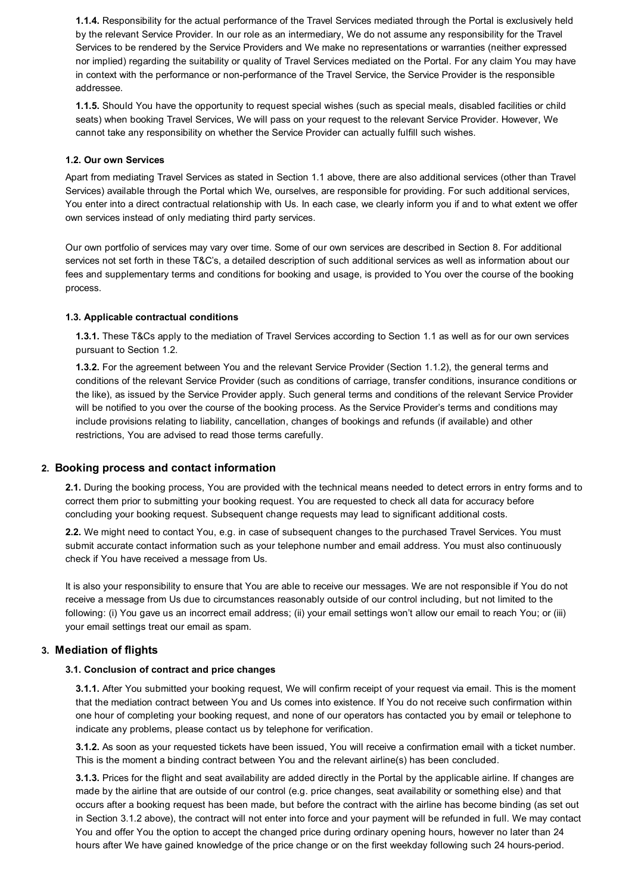**1.1.4.** Responsibility for the actual performance of the Travel Services mediated through the Portal is exclusively held by the relevant Service Provider. In our role as an intermediary, We do not assume any responsibility for the Travel Services to be rendered by the Service Providers and We make no representations or warranties (neither expressed nor implied) regarding the suitability or quality of Travel Services mediated on the Portal. For any claim You may have in context with the performance or non-performance of the Travel Service, the Service Provider is the responsible addressee.

**1.1.5.** Should You have the opportunity to request special wishes (such as special meals, disabled facilities or child seats) when booking Travel Services, We will pass on your request to the relevant Service Provider. However, We cannot take any responsibility on whether the Service Provider can actually fulfill such wishes.

#### 1.2. Our own Services

Apart from mediating Travel Services as stated in Section 1.1 above, there are also additional services (other than Travel Services) available through the Portal which We, ourselves, are responsible for providing. For such additional services, You enter into a direct contractual relationship with Us. In each case, we clearly inform you if and to what extent we offer own services instead of only mediating third party services.

Our own portfolio of services may vary over time. Some of our own services are described in Section 8. For additional services not set forth in these T&C's, a detailed description of such additional services as well as information about our fees and supplementary terms and conditions for booking and usage, is provided to You over the course of the booking process.

#### 1.3. Applicable contractual conditions

**1.3.1.** These T&Cs apply to the mediation of Travel Services according to Section 1.1 as well as for our own services pursuant to Section 1.2.

**1.3.2.** For the agreement between You and the relevant Service Provider (Section 1.1.2), the general terms and conditions of the relevant Service Provider (such as conditions of carriage, transfer conditions, insurance conditions or the like), as issued by the Service Provider apply. Such general terms and conditions of the relevant Service Provider will be notified to you over the course of the booking process. As the Service Provider's terms and conditions may include provisions relating to liability, cancellation, changes of bookings and refunds (if available) and other restrictions, You are advised to read those terms carefully.

## 2. Booking process and contact information

**2.1.** During the booking process, You are provided with the technical means needed to detect errors in entry forms and to correct them prior to submitting your booking request. You are requested to check all data for accuracy before concluding your booking request. Subsequent change requests may lead to significant additional costs.

**2.2.** We might need to contact You, e.g. in case of subsequent changes to the purchased Travel Services. You must submit accurate contact information such as your telephone number and email address. You must also continuously check if You have received a message from Us.

It is also your responsibility to ensure that You are able to receive our messages. We are not responsible if You do not receive a message from Us due to circumstances reasonably outside of our control including, but not limited to the following: (i) You gave us an incorrect email address; (ii) your email settings won't allow our email to reach You; or (iii) your email settings treat our email as spam.

## 3. Mediation of flights

#### 3.1. Conclusion of contract and price changes

**3.1.1.** After You submitted your booking request, We will confirm receipt of your request via email. This is the moment that the mediation contract between You and Us comes into existence. If You do not receive such confirmation within one hour of completing your booking request, and none of our operators has contacted you by email or telephone to indicate any problems, please contact us by telephone for verification.

**3.1.2.** As soon as your requested tickets have been issued, You will receive a confirmation email with a ticket number. This is the moment a binding contract between You and the relevant airline(s) has been concluded.

**3.1.3.** Prices for the flight and seat availability are added directly in the Portal by the applicable airline. If changes are made by the airline that are outside of our control (e.g. price changes, seat availability or something else) and that occurs after a booking request has been made, but before the contract with the airline has become binding (as set out in Section 3.1.2 above), the contract will not enter into force and your payment will be refunded in full. We may contact You and offer You the option to accept the changed price during ordinary opening hours, however no later than 24 hours after We have gained knowledge of the price change or on the first weekday following such 24 hours-period.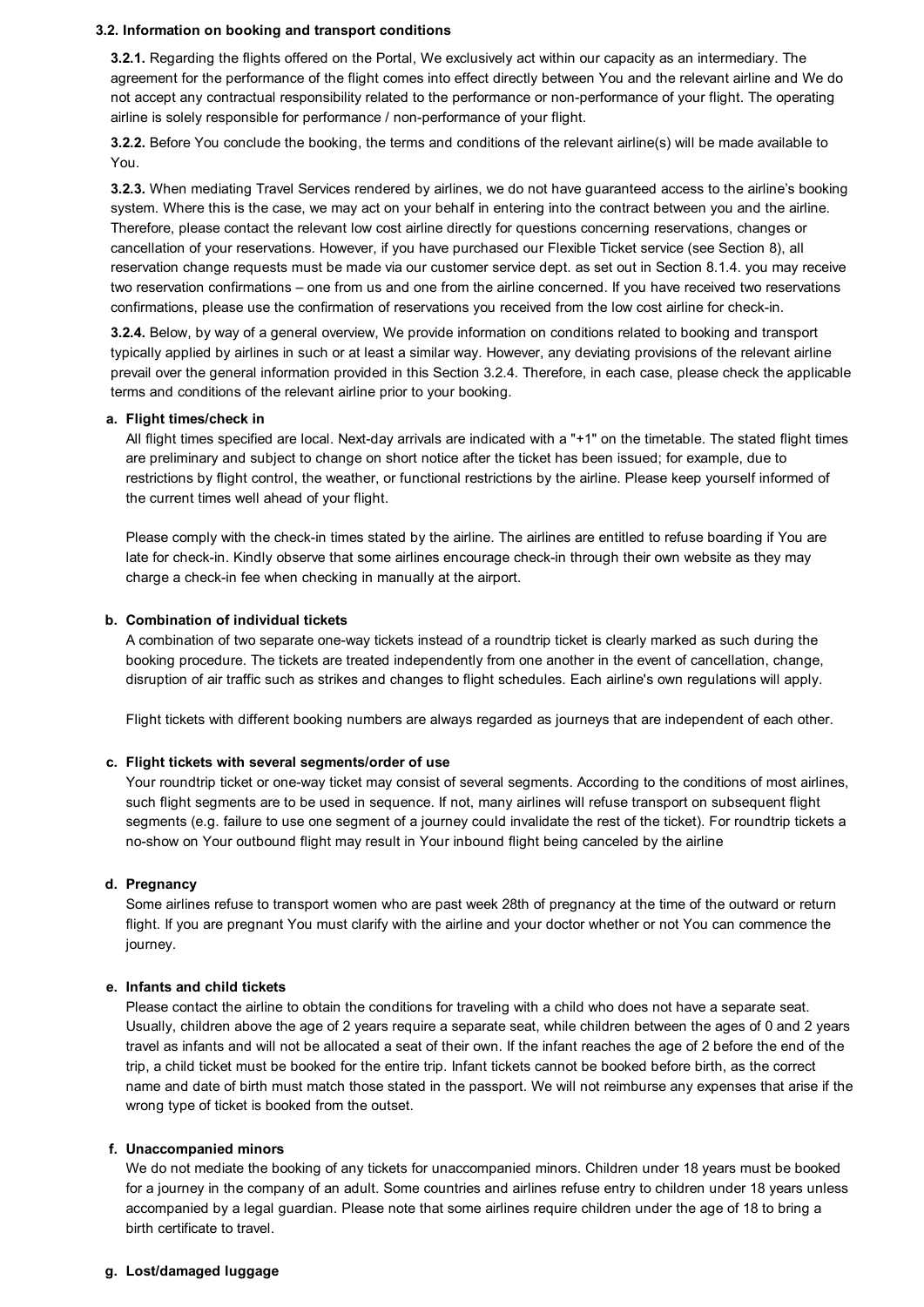### 3.2. Information on booking and transport conditions

**3.2.1.** Regarding the flights offered on the Portal, We exclusively act within our capacity as an intermediary. The agreement for the performance of the flight comes into effect directly between You and the relevant airline and We do not accept any contractual responsibility related to the performance or non-performance of your flight. The operating airline is solely responsible for performance / non-performance of your flight.

**3.2.2.** Before You conclude the booking, the terms and conditions of the relevant airline(s) will be made available to You.

**3.2.3.** When mediating Travel Services rendered by airlines, we do not have guaranteed access to the airline's booking system. Where this is the case, we may act on your behalf in entering into the contract between you and the airline. Therefore, please contact the relevant low cost airline directly for questions concerning reservations, changes or cancellation of your reservations. However, if you have purchased our Flexible Ticket service (see Section 8), all reservation change requests must be made via our customer service dept. as set out in Section 8.1.4. you may receive two reservation confirmations – one from us and one from the airline concerned. If you have received two reservations confirmations, please use the confirmation of reservations you received from the low cost airline for check-in.

**3.2.4.** Below, by way of a general overview, We provide information on conditions related to booking and transport typically applied by airlines in such or at least a similar way. However, any deviating provisions of the relevant airline prevail over the general information provided in this Section 3.2.4. Therefore, in each case, please check the applicable terms and conditions of the relevant airline prior to your booking.

**a. Flight times/check in**

All flight times specified are local. Next-day arrivals are indicated with a "+1" on the timetable. The stated flight times are preliminary and subject to change on short notice after the ticket has been issued; for example, due to restrictions by flight control, the weather, or functional restrictions by the airline. Please keep yourself informed of the current times well ahead of your flight.

Please comply with the check-in times stated by the airline. The airlines are entitled to refuse boarding if You are late for check-in. Kindly observe that some airlines encourage check-in through their own website as they may charge a check-in fee when checking in manually at the airport.

**b. Combination of individual tickets**

A combination of two separate one-way tickets instead of a roundtrip ticket is clearly marked as such during the booking procedure. The tickets are treated independently from one another in the event of cancellation, change, disruption of air traffic such as strikes and changes to flight schedules. Each airline's own regulations will apply.

Flight tickets with different booking numbers are always regarded as journeys that are independent of each other.

**c. Flight tickets with several segments/order of use**

Your roundtrip ticket or one-way ticket may consist of several segments. According to the conditions of most airlines, such flight segments are to be used in sequence. If not, many airlines will refuse transport on subsequent flight segments (e.g. failure to use one segment of a journey could invalidate the rest of the ticket). For roundtrip tickets a no-show on Your outbound flight may result in Your inbound flight being canceled by the airline

**d. Pregnancy**

Some airlines refuse to transport women who are past week 28th of pregnancy at the time of the outward or return flight. If you are pregnant You must clarify with the airline and your doctor whether or not You can commence the journey.

**e. Infants and child tickets**

Please contact the airline to obtain the conditions for traveling with a child who does not have a separate seat. Usually, children above the age of 2 years require a separate seat, while children between the ages of 0 and 2 years travel as infants and will not be allocated a seat of their own. If the infant reaches the age of 2 before the end of the trip, a child ticket must be booked for the entire trip. Infant tickets cannot be booked before birth, as the correct name and date of birth must match those stated in the passport. We will not reimburse any expenses that arise if the wrong type of ticket is booked from the outset.

**f. Unaccompanied minors**

We do not mediate the booking of any tickets for unaccompanied minors. Children under 18 years must be booked for a journey in the company of an adult. Some countries and airlines refuse entry to children under 18 years unless accompanied by a legal guardian. Please note that some airlines require children under the age of 18 to bring a birth certificate to travel.

**g. Lost/damaged luggage**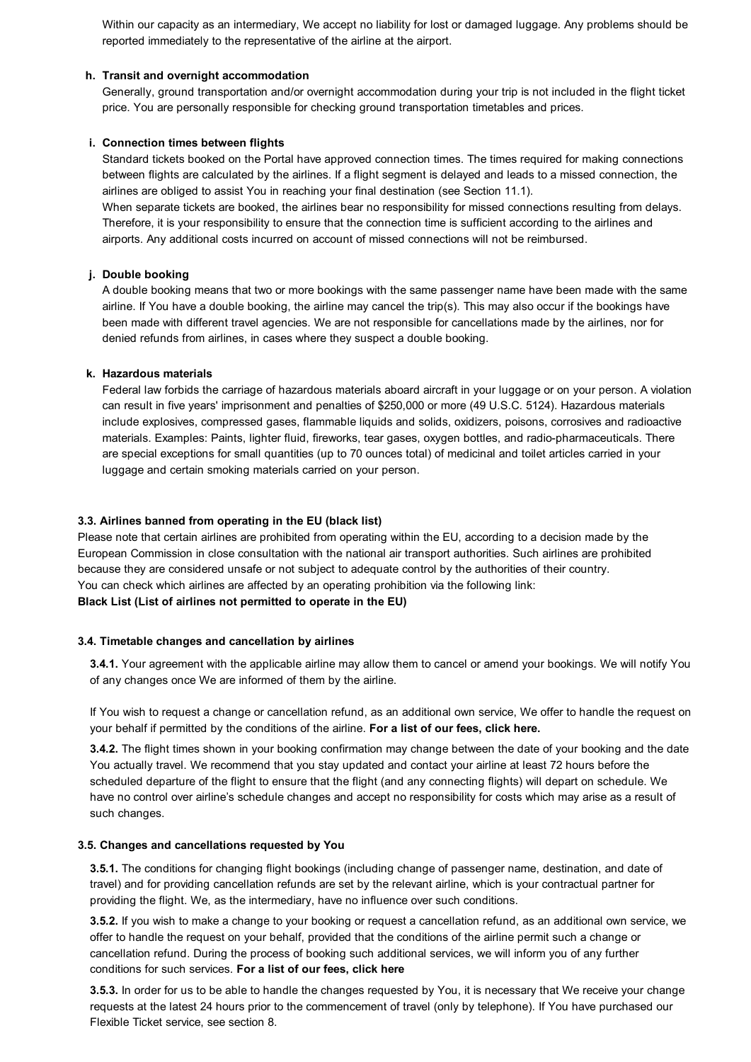Within our capacity as an intermediary, We accept no liability for lost or damaged luggage. Any problems should be reported immediately to the representative of the airline at the airport.

**h. Transit and overnight accommodation**

Generally, ground transportation and/or overnight accommodation during your trip is not included in the flight ticket price. You are personally responsible for checking ground transportation timetables and prices.

**i. Connection times between flights**

Standard tickets booked on the Portal have approved connection times. The times required for making connections between flights are calculated by the airlines. If a flight segment is delayed and leads to a missed connection, the airlines are obliged to assist You in reaching your final destination (see Section 11.1).

When separate tickets are booked, the airlines bear no responsibility for missed connections resulting from delays. Therefore, it is your responsibility to ensure that the connection time is sufficient according to the airlines and airports. Any additional costs incurred on account of missed connections will not be reimbursed.

**j. Double booking**

A double booking means that two or more bookings with the same passenger name have been made with the same airline. If You have a double booking, the airline may cancel the trip(s). This may also occur if the bookings have been made with different travel agencies. We are not responsible for cancellations made by the airlines, nor for denied refunds from airlines, in cases where they suspect a double booking.

**k. Hazardous materials**

Federal law forbids the carriage of hazardous materials aboard aircraft in your luggage or on your person. A violation can result in five years' imprisonment and penalties of $250,000 or more (49 U.S.C. 5124). Hazardous materials include explosives, compressed gases, flammable liquids and solids, oxidizers, poisons, corrosives and radioactive materials. Examples: Paints, lighter fluid, fireworks, tear gases, oxygen bottles, and radio-pharmaceuticals. There are special exceptions for small quantities (up to 70 ounces total) of medicinal and toilet articles carried in your luggage and certain smoking materials carried on your person.

### 3.3. Airlines banned from operating in the EU (black list)

Please note that certain airlines are prohibited from operating within the EU, according to a decision made by the European Commission in close consultation with the national air transport authorities. Such airlines are prohibited because they are considered unsafe or not subject to adequate control by the authorities of their country.
You can check which airlines are affected by an operating prohibition via the following link:
**Black List (List of airlines not permitted to operate in the EU)**

### 3.4. Timetable changes and cancellation by airlines

**3.4.1.** Your agreement with the applicable airline may allow them to cancel or amend your bookings. We will notify You of any changes once We are informed of them by the airline.

If You wish to request a change or cancellation refund, as an additional own service, We offer to handle the request on your behalf if permitted by the conditions of the airline. **For a list of our fees, click here.**

**3.4.2.** The flight times shown in your booking confirmation may change between the date of your booking and the date You actually travel. We recommend that you stay updated and contact your airline at least 72 hours before the scheduled departure of the flight to ensure that the flight (and any connecting flights) will depart on schedule. We have no control over airline's schedule changes and accept no responsibility for costs which may arise as a result of such changes.

### 3.5. Changes and cancellations requested by You

**3.5.1.** The conditions for changing flight bookings (including change of passenger name, destination, and date of travel) and for providing cancellation refunds are set by the relevant airline, which is your contractual partner for providing the flight. We, as the intermediary, have no influence over such conditions.

**3.5.2.** If you wish to make a change to your booking or request a cancellation refund, as an additional own service, we offer to handle the request on your behalf, provided that the conditions of the airline permit such a change or cancellation refund. During the process of booking such additional services, we will inform you of any further conditions for such services. **For a list of our fees, click here**

**3.5.3.** In order for us to be able to handle the changes requested by You, it is necessary that We receive your change requests at the latest 24 hours prior to the commencement of travel (only by telephone). If You have purchased our Flexible Ticket service, see section 8.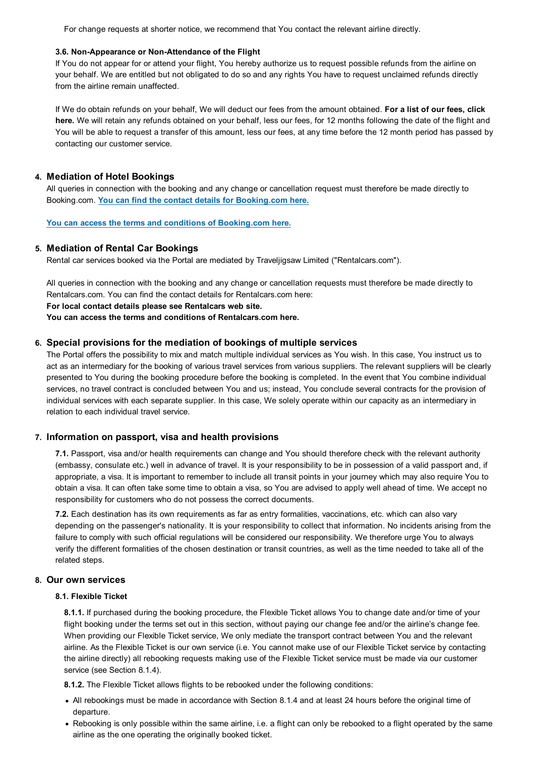For change requests at shorter notice, we recommend that You contact the relevant airline directly.

#### 3.6. Non-Appearance or Non-Attendance of the Flight

If You do not appear for or attend your flight, You hereby authorize us to request possible refunds from the airline on your behalf. We are entitled but not obligated to do so and any rights You have to request unclaimed refunds directly from the airline remain unaffected.

If We do obtain refunds on your behalf, We will deduct our fees from the amount obtained. **For a list of our fees, click here.** We will retain any refunds obtained on your behalf, less our fees, for 12 months following the date of the flight and You will be able to request a transfer of this amount, less our fees, at any time before the 12 month period has passed by contacting our customer service.

### 4. Mediation of Hotel Bookings

All queries in connection with the booking and any change or cancellation request must therefore be made directly to Booking.com. **You can find the contact details for Booking.com here.**

**You can access the terms and conditions of Booking.com here.**

### 5. Mediation of Rental Car Bookings

Rental car services booked via the Portal are mediated by Traveljigsaw Limited ("Rentalcars.com").

All queries in connection with the booking and any change or cancellation requests must therefore be made directly to Rentalcars.com. You can find the contact details for Rentalcars.com here:
**For local contact details please see Rentalcars web site.**
**You can access the terms and conditions of Rentalcars.com here.**

### 6. Special provisions for the mediation of bookings of multiple services

The Portal offers the possibility to mix and match multiple individual services as You wish. In this case, You instruct us to act as an intermediary for the booking of various travel services from various suppliers. The relevant suppliers will be clearly presented to You during the booking procedure before the booking is completed. In the event that You combine individual services, no travel contract is concluded between You and us; instead, You conclude several contracts for the provision of individual services with each separate supplier. In this case, We solely operate within our capacity as an intermediary in relation to each individual travel service.

### 7. Information on passport, visa and health provisions

**7.1.** Passport, visa and/or health requirements can change and You should therefore check with the relevant authority (embassy, consulate etc.) well in advance of travel. It is your responsibility to be in possession of a valid passport and, if appropriate, a visa. It is important to remember to include all transit points in your journey which may also require You to obtain a visa. It can often take some time to obtain a visa, so You are advised to apply well ahead of time. We accept no responsibility for customers who do not possess the correct documents.

**7.2.** Each destination has its own requirements as far as entry formalities, vaccinations, etc. which can also vary depending on the passenger's nationality. It is your responsibility to collect that information. No incidents arising from the failure to comply with such official regulations will be considered our responsibility. We therefore urge You to always verify the different formalities of the chosen destination or transit countries, as well as the time needed to take all of the related steps.

### 8. Our own services

#### 8.1. Flexible Ticket

**8.1.1.** If purchased during the booking procedure, the Flexible Ticket allows You to change date and/or time of your flight booking under the terms set out in this section, without paying our change fee and/or the airline's change fee. When providing our Flexible Ticket service, We only mediate the transport contract between You and the relevant airline. As the Flexible Ticket is our own service (i.e. You cannot make use of our Flexible Ticket service by contacting the airline directly) all rebooking requests making use of the Flexible Ticket service must be made via our customer service (see Section 8.1.4).

**8.1.2.** The Flexible Ticket allows flights to be rebooked under the following conditions:

- All rebookings must be made in accordance with Section 8.1.4 and at least 24 hours before the original time of departure.
- Rebooking is only possible within the same airline, i.e. a flight can only be rebooked to a flight operated by the same airline as the one operating the originally booked ticket.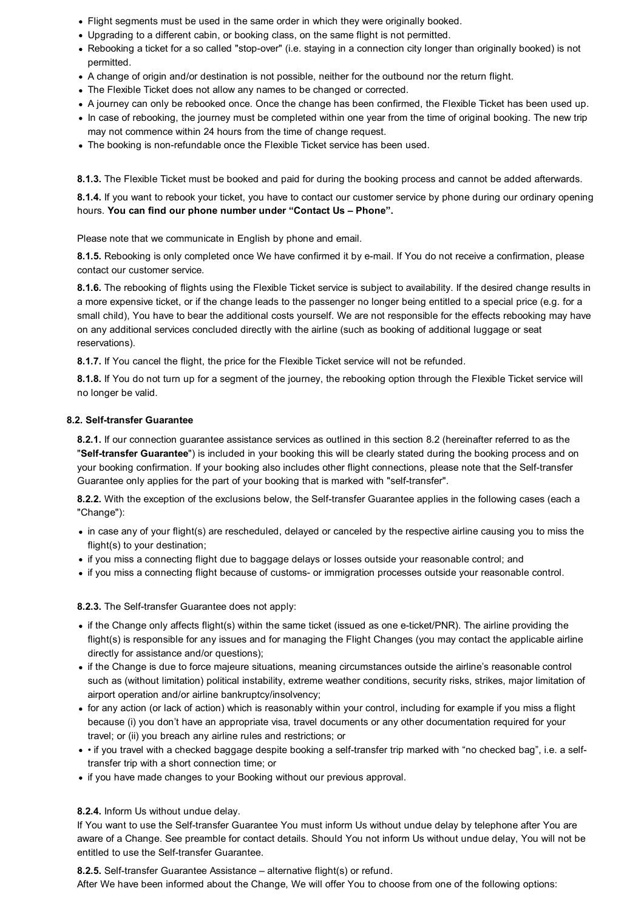- Flight segments must be used in the same order in which they were originally booked.
- Upgrading to a different cabin, or booking class, on the same flight is not permitted.
- Rebooking a ticket for a so called "stop-over" (i.e. staying in a connection city longer than originally booked) is not permitted.
- A change of origin and/or destination is not possible, neither for the outbound nor the return flight.
- The Flexible Ticket does not allow any names to be changed or corrected.
- A journey can only be rebooked once. Once the change has been confirmed, the Flexible Ticket has been used up.
- In case of rebooking, the journey must be completed within one year from the time of original booking. The new trip may not commence within 24 hours from the time of change request.
- The booking is non-refundable once the Flexible Ticket service has been used.

**8.1.3.** The Flexible Ticket must be booked and paid for during the booking process and cannot be added afterwards.

**8.1.4.** If you want to rebook your ticket, you have to contact our customer service by phone during our ordinary opening hours. **You can find our phone number under "Contact Us – Phone".**

Please note that we communicate in English by phone and email.

**8.1.5.** Rebooking is only completed once We have confirmed it by e-mail. If You do not receive a confirmation, please contact our customer service.

**8.1.6.** The rebooking of flights using the Flexible Ticket service is subject to availability. If the desired change results in a more expensive ticket, or if the change leads to the passenger no longer being entitled to a special price (e.g. for a small child), You have to bear the additional costs yourself. We are not responsible for the effects rebooking may have on any additional services concluded directly with the airline (such as booking of additional luggage or seat reservations).

**8.1.7.** If You cancel the flight, the price for the Flexible Ticket service will not be refunded.

**8.1.8.** If You do not turn up for a segment of the journey, the rebooking option through the Flexible Ticket service will no longer be valid.

#### 8.2. Self-transfer Guarantee

**8.2.1.** If our connection guarantee assistance services as outlined in this section 8.2 (hereinafter referred to as the "**Self-transfer Guarantee**") is included in your booking this will be clearly stated during the booking process and on your booking confirmation. If your booking also includes other flight connections, please note that the Self-transfer Guarantee only applies for the part of your booking that is marked with "self-transfer".

**8.2.2.** With the exception of the exclusions below, the Self-transfer Guarantee applies in the following cases (each a "Change"):

- in case any of your flight(s) are rescheduled, delayed or canceled by the respective airline causing you to miss the flight(s) to your destination;
- if you miss a connecting flight due to baggage delays or losses outside your reasonable control; and
- if you miss a connecting flight because of customs- or immigration processes outside your reasonable control.

**8.2.3.** The Self-transfer Guarantee does not apply:

- if the Change only affects flight(s) within the same ticket (issued as one e-ticket/PNR). The airline providing the flight(s) is responsible for any issues and for managing the Flight Changes (you may contact the applicable airline directly for assistance and/or questions);
- if the Change is due to force majeure situations, meaning circumstances outside the airline's reasonable control such as (without limitation) political instability, extreme weather conditions, security risks, strikes, major limitation of airport operation and/or airline bankruptcy/insolvency;
- for any action (or lack of action) which is reasonably within your control, including for example if you miss a flight because (i) you don't have an appropriate visa, travel documents or any other documentation required for your travel; or (ii) you breach any airline rules and restrictions; or
- • if you travel with a checked baggage despite booking a self-transfer trip marked with "no checked bag", i.e. a self-transfer trip with a short connection time; or
- if you have made changes to your Booking without our previous approval.

**8.2.4.** Inform Us without undue delay.
If You want to use the Self-transfer Guarantee You must inform Us without undue delay by telephone after You are aware of a Change. See preamble for contact details. Should You not inform Us without undue delay, You will not be entitled to use the Self-transfer Guarantee.

**8.2.5.** Self-transfer Guarantee Assistance – alternative flight(s) or refund.
After We have been informed about the Change, We will offer You to choose from one of the following options: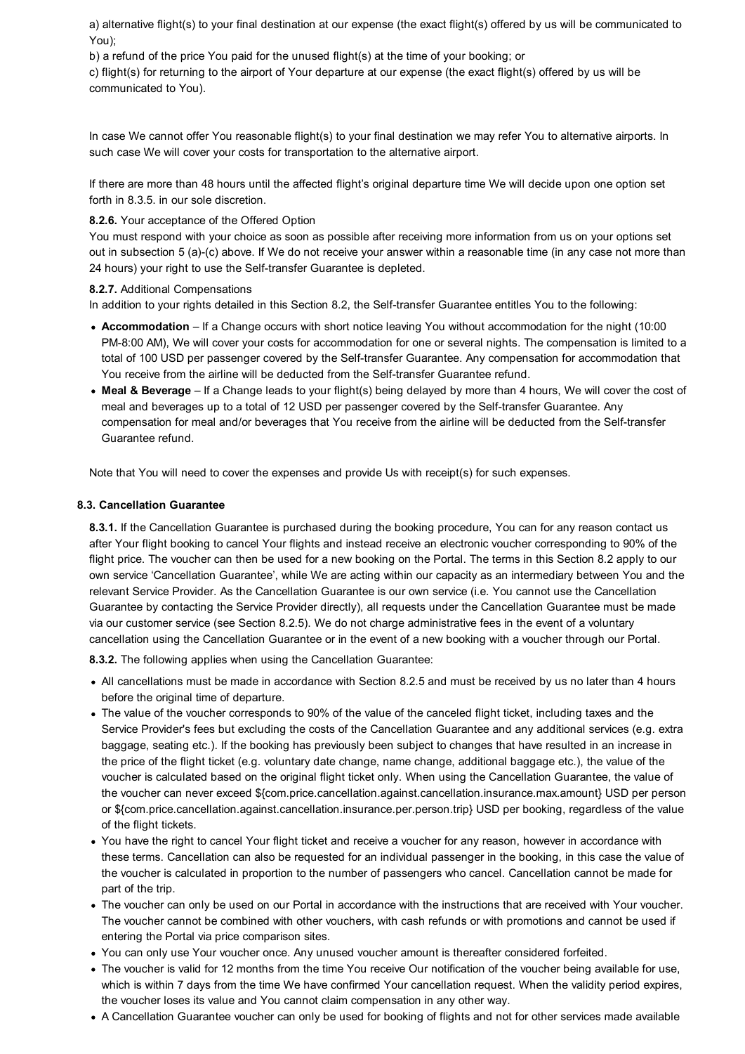a) alternative flight(s) to your final destination at our expense (the exact flight(s) offered by us will be communicated to You);

b) a refund of the price You paid for the unused flight(s) at the time of your booking; or

c) flight(s) for returning to the airport of Your departure at our expense (the exact flight(s) offered by us will be communicated to You).

In case We cannot offer You reasonable flight(s) to your final destination we may refer You to alternative airports. In such case We will cover your costs for transportation to the alternative airport.

If there are more than 48 hours until the affected flight's original departure time We will decide upon one option set forth in 8.3.5. in our sole discretion.

**8.2.6.** Your acceptance of the Offered Option

You must respond with your choice as soon as possible after receiving more information from us on your options set out in subsection 5 (a)-(c) above. If We do not receive your answer within a reasonable time (in any case not more than 24 hours) your right to use the Self-transfer Guarantee is depleted.

**8.2.7.** Additional Compensations

In addition to your rights detailed in this Section 8.2, the Self-transfer Guarantee entitles You to the following:

- **Accommodation** – If a Change occurs with short notice leaving You without accommodation for the night (10:00 PM-8:00 AM), We will cover your costs for accommodation for one or several nights. The compensation is limited to a total of 100 USD per passenger covered by the Self-transfer Guarantee. Any compensation for accommodation that You receive from the airline will be deducted from the Self-transfer Guarantee refund.
- **Meal & Beverage** – If a Change leads to your flight(s) being delayed by more than 4 hours, We will cover the cost of meal and beverages up to a total of 12 USD per passenger covered by the Self-transfer Guarantee. Any compensation for meal and/or beverages that You receive from the airline will be deducted from the Self-transfer Guarantee refund.

Note that You will need to cover the expenses and provide Us with receipt(s) for such expenses.

**8.3. Cancellation Guarantee**

**8.3.1.** If the Cancellation Guarantee is purchased during the booking procedure, You can for any reason contact us after Your flight booking to cancel Your flights and instead receive an electronic voucher corresponding to 90% of the flight price. The voucher can then be used for a new booking on the Portal. The terms in this Section 8.2 apply to our own service 'Cancellation Guarantee', while We are acting within our capacity as an intermediary between You and the relevant Service Provider. As the Cancellation Guarantee is our own service (i.e. You cannot use the Cancellation Guarantee by contacting the Service Provider directly), all requests under the Cancellation Guarantee must be made via our customer service (see Section 8.2.5). We do not charge administrative fees in the event of a voluntary cancellation using the Cancellation Guarantee or in the event of a new booking with a voucher through our Portal.

**8.3.2.** The following applies when using the Cancellation Guarantee:

- All cancellations must be made in accordance with Section 8.2.5 and must be received by us no later than 4 hours before the original time of departure.
- The value of the voucher corresponds to 90% of the value of the canceled flight ticket, including taxes and the Service Provider's fees but excluding the costs of the Cancellation Guarantee and any additional services (e.g. extra baggage, seating etc.). If the booking has previously been subject to changes that have resulted in an increase in the price of the flight ticket (e.g. voluntary date change, name change, additional baggage etc.), the value of the voucher is calculated based on the original flight ticket only. When using the Cancellation Guarantee, the value of the voucher can never exceed ${com.price.cancellation.against.cancellation.insurance.max.amount} USD per person or ${com.price.cancellation.against.cancellation.insurance.per.person.trip} USD per booking, regardless of the value of the flight tickets.
- You have the right to cancel Your flight ticket and receive a voucher for any reason, however in accordance with these terms. Cancellation can also be requested for an individual passenger in the booking, in this case the value of the voucher is calculated in proportion to the number of passengers who cancel. Cancellation cannot be made for part of the trip.
- The voucher can only be used on our Portal in accordance with the instructions that are received with Your voucher. The voucher cannot be combined with other vouchers, with cash refunds or with promotions and cannot be used if entering the Portal via price comparison sites.
- You can only use Your voucher once. Any unused voucher amount is thereafter considered forfeited.
- The voucher is valid for 12 months from the time You receive Our notification of the voucher being available for use, which is within 7 days from the time We have confirmed Your cancellation request. When the validity period expires, the voucher loses its value and You cannot claim compensation in any other way.
- A Cancellation Guarantee voucher can only be used for booking of flights and not for other services made available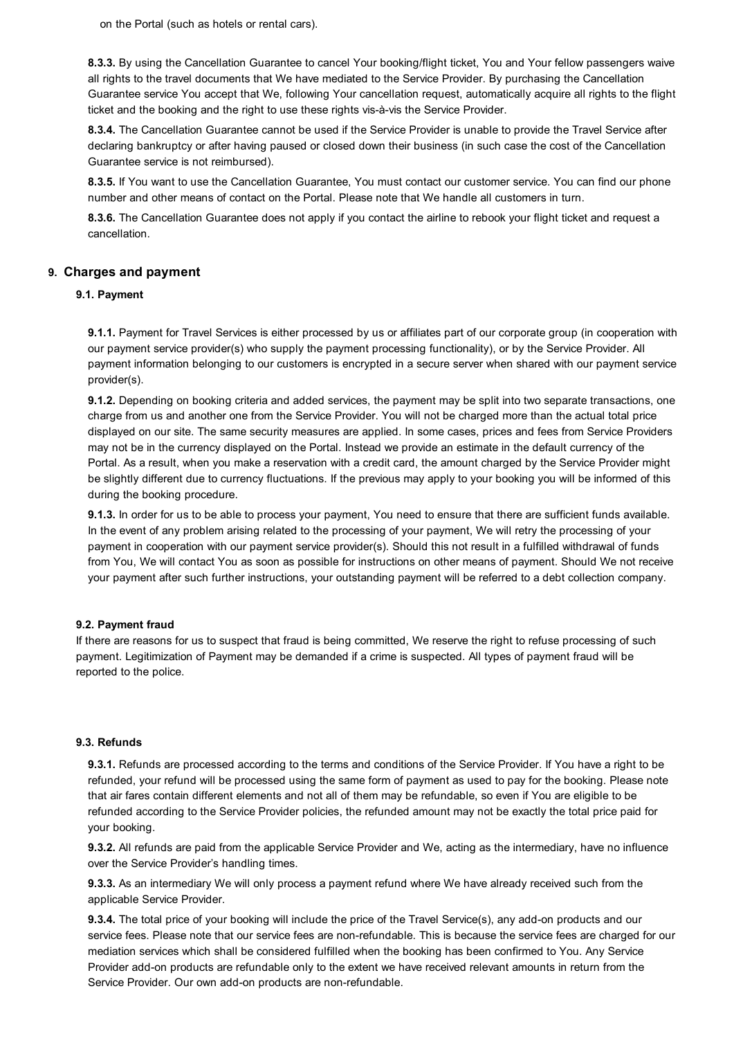on the Portal (such as hotels or rental cars).

**8.3.3.** By using the Cancellation Guarantee to cancel Your booking/flight ticket, You and Your fellow passengers waive all rights to the travel documents that We have mediated to the Service Provider. By purchasing the Cancellation Guarantee service You accept that We, following Your cancellation request, automatically acquire all rights to the flight ticket and the booking and the right to use these rights vis-à-vis the Service Provider.

**8.3.4.** The Cancellation Guarantee cannot be used if the Service Provider is unable to provide the Travel Service after declaring bankruptcy or after having paused or closed down their business (in such case the cost of the Cancellation Guarantee service is not reimbursed).

**8.3.5.** If You want to use the Cancellation Guarantee, You must contact our customer service. You can find our phone number and other means of contact on the Portal. Please note that We handle all customers in turn.

**8.3.6.** The Cancellation Guarantee does not apply if you contact the airline to rebook your flight ticket and request a cancellation.

## 9. Charges and payment

### 9.1. Payment

**9.1.1.** Payment for Travel Services is either processed by us or affiliates part of our corporate group (in cooperation with our payment service provider(s) who supply the payment processing functionality), or by the Service Provider. All payment information belonging to our customers is encrypted in a secure server when shared with our payment service provider(s).

**9.1.2.** Depending on booking criteria and added services, the payment may be split into two separate transactions, one charge from us and another one from the Service Provider. You will not be charged more than the actual total price displayed on our site. The same security measures are applied. In some cases, prices and fees from Service Providers may not be in the currency displayed on the Portal. Instead we provide an estimate in the default currency of the Portal. As a result, when you make a reservation with a credit card, the amount charged by the Service Provider might be slightly different due to currency fluctuations. If the previous may apply to your booking you will be informed of this during the booking procedure.

**9.1.3.** In order for us to be able to process your payment, You need to ensure that there are sufficient funds available. In the event of any problem arising related to the processing of your payment, We will retry the processing of your payment in cooperation with our payment service provider(s). Should this not result in a fulfilled withdrawal of funds from You, We will contact You as soon as possible for instructions on other means of payment. Should We not receive your payment after such further instructions, your outstanding payment will be referred to a debt collection company.

### 9.2. Payment fraud

If there are reasons for us to suspect that fraud is being committed, We reserve the right to refuse processing of such payment. Legitimization of Payment may be demanded if a crime is suspected. All types of payment fraud will be reported to the police.

### 9.3. Refunds

**9.3.1.** Refunds are processed according to the terms and conditions of the Service Provider. If You have a right to be refunded, your refund will be processed using the same form of payment as used to pay for the booking. Please note that air fares contain different elements and not all of them may be refundable, so even if You are eligible to be refunded according to the Service Provider policies, the refunded amount may not be exactly the total price paid for your booking.

**9.3.2.** All refunds are paid from the applicable Service Provider and We, acting as the intermediary, have no influence over the Service Provider's handling times.

**9.3.3.** As an intermediary We will only process a payment refund where We have already received such from the applicable Service Provider.

**9.3.4.** The total price of your booking will include the price of the Travel Service(s), any add-on products and our service fees. Please note that our service fees are non-refundable. This is because the service fees are charged for our mediation services which shall be considered fulfilled when the booking has been confirmed to You. Any Service Provider add-on products are refundable only to the extent we have received relevant amounts in return from the Service Provider. Our own add-on products are non-refundable.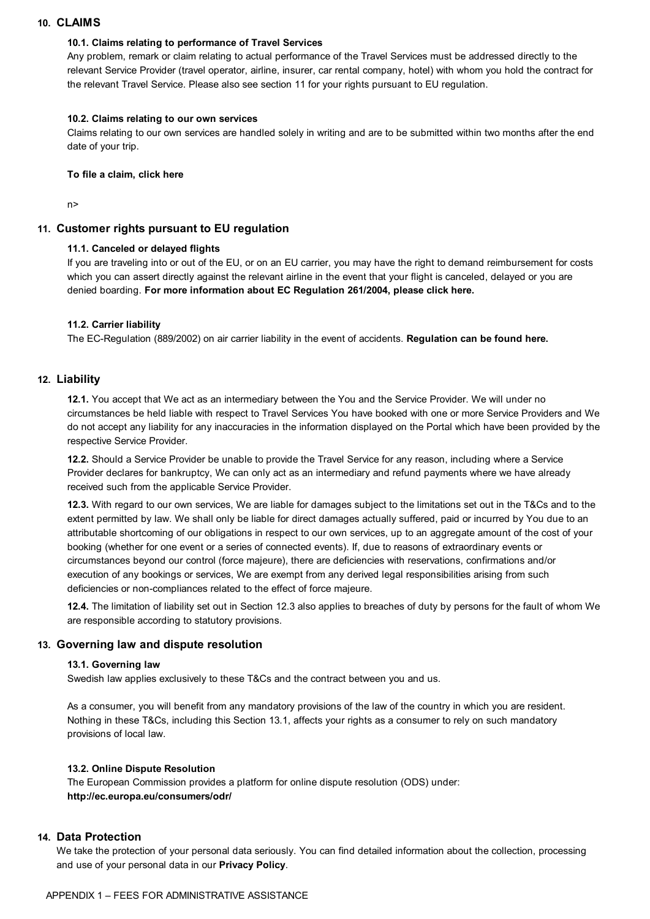## 10. CLAIMS

### 10.1. Claims relating to performance of Travel Services

Any problem, remark or claim relating to actual performance of the Travel Services must be addressed directly to the relevant Service Provider (travel operator, airline, insurer, car rental company, hotel) with whom you hold the contract for the relevant Travel Service. Please also see section 11 for your rights pursuant to EU regulation.

### 10.2. Claims relating to our own services

Claims relating to our own services are handled solely in writing and are to be submitted within two months after the end date of your trip.

**To file a claim, click here**

n>

## 11. Customer rights pursuant to EU regulation

### 11.1. Canceled or delayed flights

If you are traveling into or out of the EU, or on an EU carrier, you may have the right to demand reimbursement for costs which you can assert directly against the relevant airline in the event that your flight is canceled, delayed or you are denied boarding. **For more information about EC Regulation 261/2004, please click here.**

### 11.2. Carrier liability

The EC-Regulation (889/2002) on air carrier liability in the event of accidents. **Regulation can be found here.**

## 12. Liability

**12.1.** You accept that We act as an intermediary between the You and the Service Provider. We will under no circumstances be held liable with respect to Travel Services You have booked with one or more Service Providers and We do not accept any liability for any inaccuracies in the information displayed on the Portal which have been provided by the respective Service Provider.

**12.2.** Should a Service Provider be unable to provide the Travel Service for any reason, including where a Service Provider declares for bankruptcy, We can only act as an intermediary and refund payments where we have already received such from the applicable Service Provider.

**12.3.** With regard to our own services, We are liable for damages subject to the limitations set out in the T&Cs and to the extent permitted by law. We shall only be liable for direct damages actually suffered, paid or incurred by You due to an attributable shortcoming of our obligations in respect to our own services, up to an aggregate amount of the cost of your booking (whether for one event or a series of connected events). If, due to reasons of extraordinary events or circumstances beyond our control (force majeure), there are deficiencies with reservations, confirmations and/or execution of any bookings or services, We are exempt from any derived legal responsibilities arising from such deficiencies or non-compliances related to the effect of force majeure.

**12.4.** The limitation of liability set out in Section 12.3 also applies to breaches of duty by persons for the fault of whom We are responsible according to statutory provisions.

## 13. Governing law and dispute resolution

### 13.1. Governing law

Swedish law applies exclusively to these T&Cs and the contract between you and us.

As a consumer, you will benefit from any mandatory provisions of the law of the country in which you are resident. Nothing in these T&Cs, including this Section 13.1, affects your rights as a consumer to rely on such mandatory provisions of local law.

### 13.2. Online Dispute Resolution

The European Commission provides a platform for online dispute resolution (ODS) under:
**http://ec.europa.eu/consumers/odr/**

## 14. Data Protection

We take the protection of your personal data seriously. You can find detailed information about the collection, processing and use of your personal data in our **Privacy Policy**.

APPENDIX 1 – FEES FOR ADMINISTRATIVE ASSISTANCE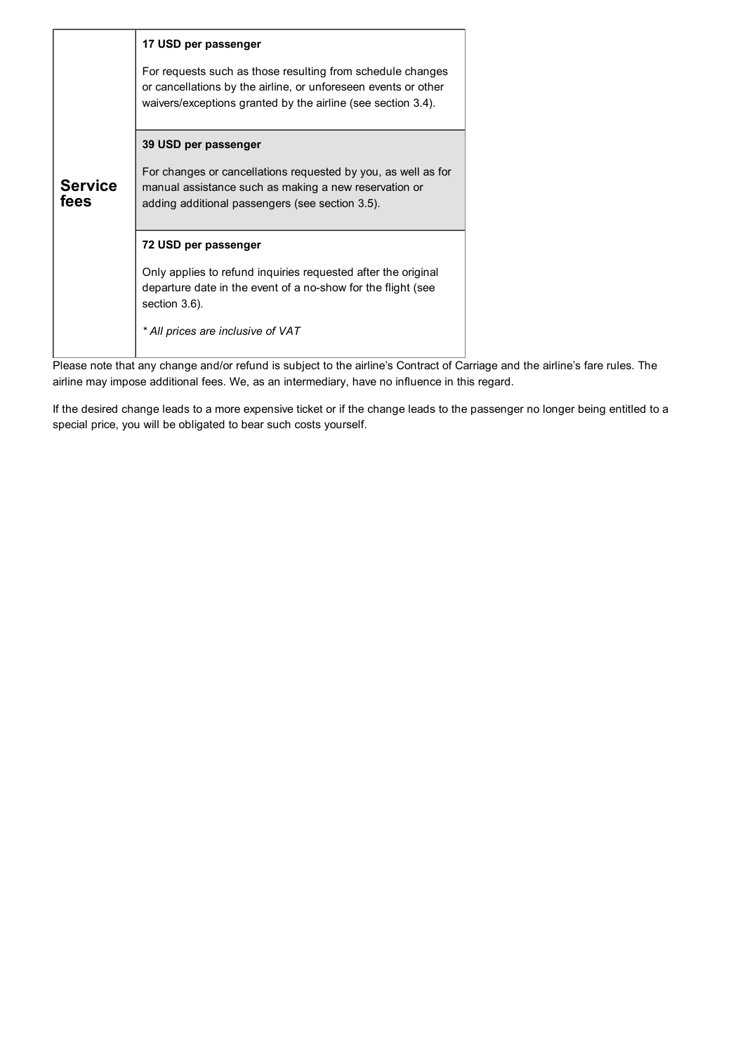| | |
|---|---|
| **Service fees** | **17 USD per passenger**<br><br>For requests such as those resulting from schedule changes or cancellations by the airline, or unforeseen events or other waivers/exceptions granted by the airline (see section 3.4). |
| | **39 USD per passenger**<br><br>For changes or cancellations requested by you, as well as for manual assistance such as making a new reservation or adding additional passengers (see section 3.5). |
| | **72 USD per passenger**<br><br>Only applies to refund inquiries requested after the original departure date in the event of a no-show for the flight (see section 3.6).<br><br>*\* All prices are inclusive of VAT* |

Please note that any change and/or refund is subject to the airline's Contract of Carriage and the airline's fare rules. The airline may impose additional fees. We, as an intermediary, have no influence in this regard.

If the desired change leads to a more expensive ticket or if the change leads to the passenger no longer being entitled to a special price, you will be obligated to bear such costs yourself.